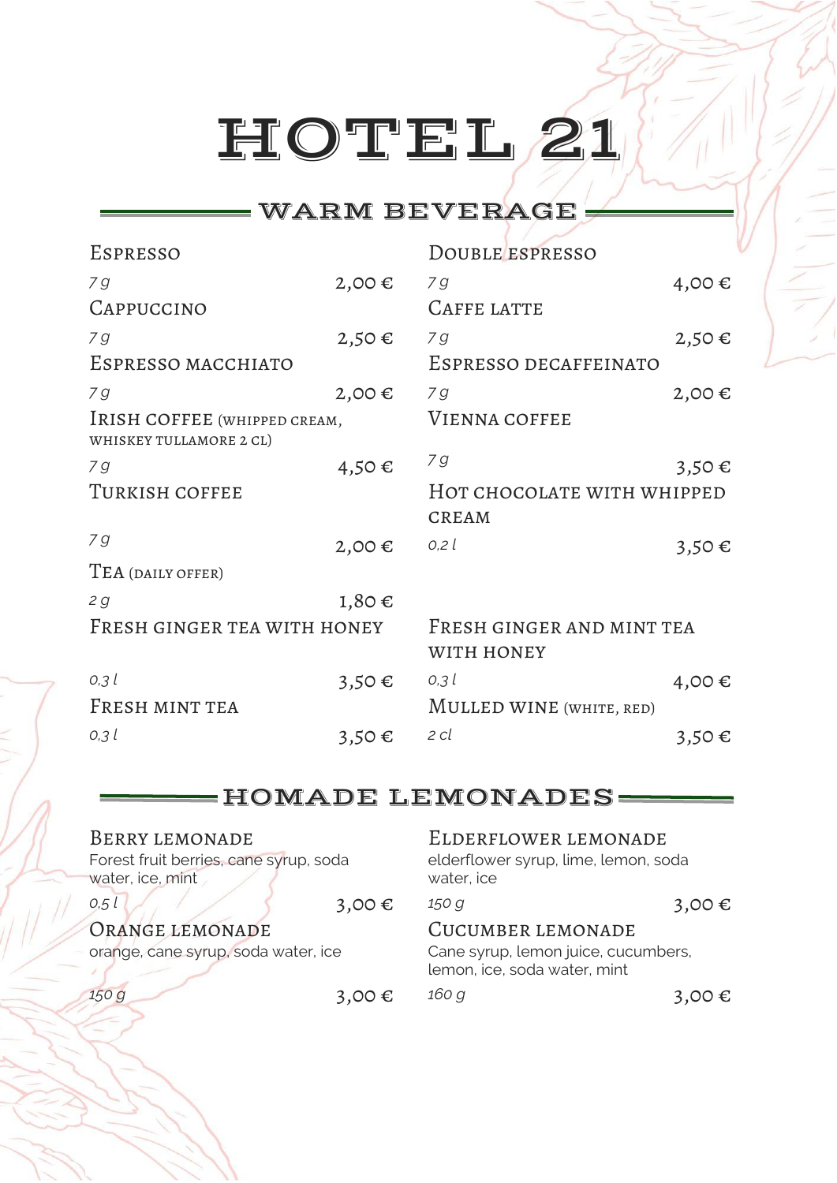# HOTEL 21

## WARM BEVERAGE

**Espresso**
*7 g* — 2,00 €

**Cappuccino**
*7 g* — 2,50 €

**Espresso macchiato**
*7 g* — 2,00 €

**Irish coffee** (whipped cream, whiskey Tullamore 2 cl)
*7 g* — 4,50 €

**Turkish coffee**
*7 g* — 2,00 €

**Tea** (daily offer)
*2 g* — 1,80 €

**Fresh ginger tea with honey**
*0,3 l* — 3,50 €

**Fresh mint tea**
*0,3 l* — 3,50 €

**Double espresso**
*7 g* — 4,00 €

**Caffe latte**
*7 g* — 2,50 €

**Espresso decaffeinato**
*7 g* — 2,00 €

**Vienna coffee**
*7 g* — 3,50 €

**Hot chocolate with whipped cream**
*0,2 l* — 3,50 €

**Fresh ginger and mint tea with honey**
*0,3 l* — 4,00 €

**Mulled wine** (white, red)
*2 cl* — 3,50 €

## HOMADE LEMONADES

**Berry lemonade**
Forest fruit berries, cane syrup, soda water, ice, mint
*0,5 l* — 3,00 €

**Orange lemonade**
orange, cane syrup, soda water, ice
*150 g* — 3,00 €

**Elderflower lemonade**
elderflower syrup, lime, lemon, soda water, ice
*150 g* — 3,00 €

**Cucumber lemonade**
Cane syrup, lemon juice, cucumbers, lemon, ice, soda water, mint
*160 g* — 3,00 €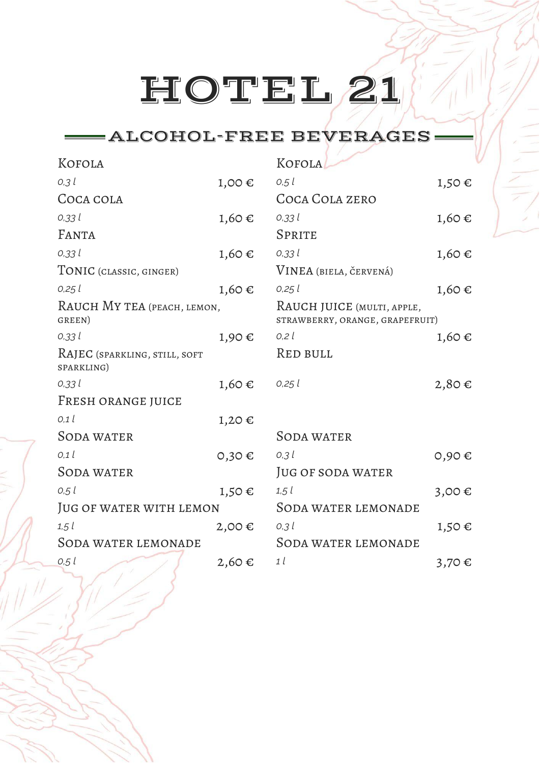# HOTEL 21

## ALCOHOL-FREE BEVERAGES

| Item | Volume | Price |
|---|---|---|
| Kofola | *0,3 l* | 1,00 € |
| Coca cola | *0,33 l* | 1,60 € |
| Fanta | *0,33 l* | 1,60 € |
| Tonic (classic, ginger) | *0,25 l* | 1,60 € |
| Rauch My tea (peach, lemon, green) | *0,33 l* | 1,90 € |
| Rajec (sparkling, still, soft sparkling) | *0,33 l* | 1,60 € |
| Fresh orange juice | *0,1 l* | 1,20 € |
| Soda water | *0,1 l* | 0,30 € |
| Soda water | *0,5 l* | 1,50 € |
| Jug of water with lemon | *1,5 l* | 2,00 € |
| Soda water lemonade | *0,5 l* | 2,60 € |
| Kofola | *0,5 l* | 1,50 € |
| Coca Cola zero | *0,33 l* | 1,60 € |
| Sprite | *0,33 l* | 1,60 € |
| Vinea (biela, červená) | *0,25 l* | 1,60 € |
| Rauch juice (multi, apple, strawberry, orange, grapefruit) | *0,2 l* | 1,60 € |
| Red Bull | *0,25 l* | 2,80 € |
| Soda water | *0,3 l* | 0,90 € |
| Jug of soda water | *1,5 l* | 3,00 € |
| Soda water lemonade | *0,3 l* | 1,50 € |
| Soda water lemonade | *1 l* | 3,70 € |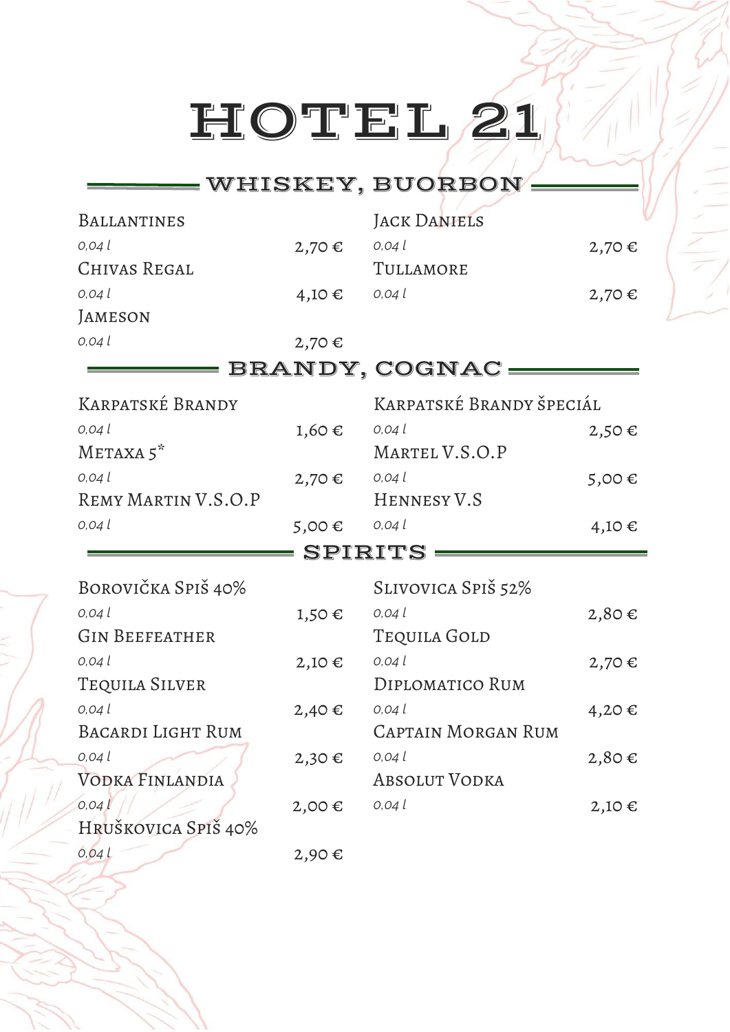# HOTEL 21

## WHISKEY, BUORBON

| | | | |
|---|---|---|---|
| **Ballantines** | | **Jack Daniels** | |
| *0,04 l* | 2,70 € | *0,04 l* | 2,70 € |
| **Chivas Regal** | | **Tullamore** | |
| *0,04 l* | 4,10 € | *0,04 l* | 2,70 € |
| **Jameson** | | | |
| *0,04 l* | 2,70 € | | |

## BRANDY, COGNAC

| | | | |
|---|---|---|---|
| **Karpatské Brandy** | | **Karpatské Brandy Špeciál** | |
| *0,04 l* | 1,60 € | *0,04 l* | 2,50 € |
| **Metaxa 5*** | | **Martel V.S.O.P** | |
| *0,04 l* | 2,70 € | *0,04 l* | 5,00 € |
| **Remy Martin V.S.O.P** | | **Hennesy V.S** | |
| *0,04 l* | 5,00 € | *0,04 l* | 4,10 € |

## SPIRITS

| | | | |
|---|---|---|---|
| **Borovička Spiš 40%** | | **Slivovica Spiš 52%** | |
| *0,04 l* | 1,50 € | *0,04 l* | 2,80 € |
| **Gin Beefeather** | | **Tequila Gold** | |
| *0,04 l* | 2,10 € | *0,04 l* | 2,70 € |
| **Tequila Silver** | | **Diplomatico Rum** | |
| *0,04 l* | 2,40 € | *0,04 l* | 4,20 € |
| **Bacardi Light Rum** | | **Captain Morgan Rum** | |
| *0,04 l* | 2,30 € | *0,04 l* | 2,80 € |
| **Vodka Finlandia** | | **Absolut Vodka** | |
| *0,04 l* | 2,00 € | *0,04 l* | 2,10 € |
| **Hruškovica Spiš 40%** | | | |
| *0,04 l* | 2,90 € | | |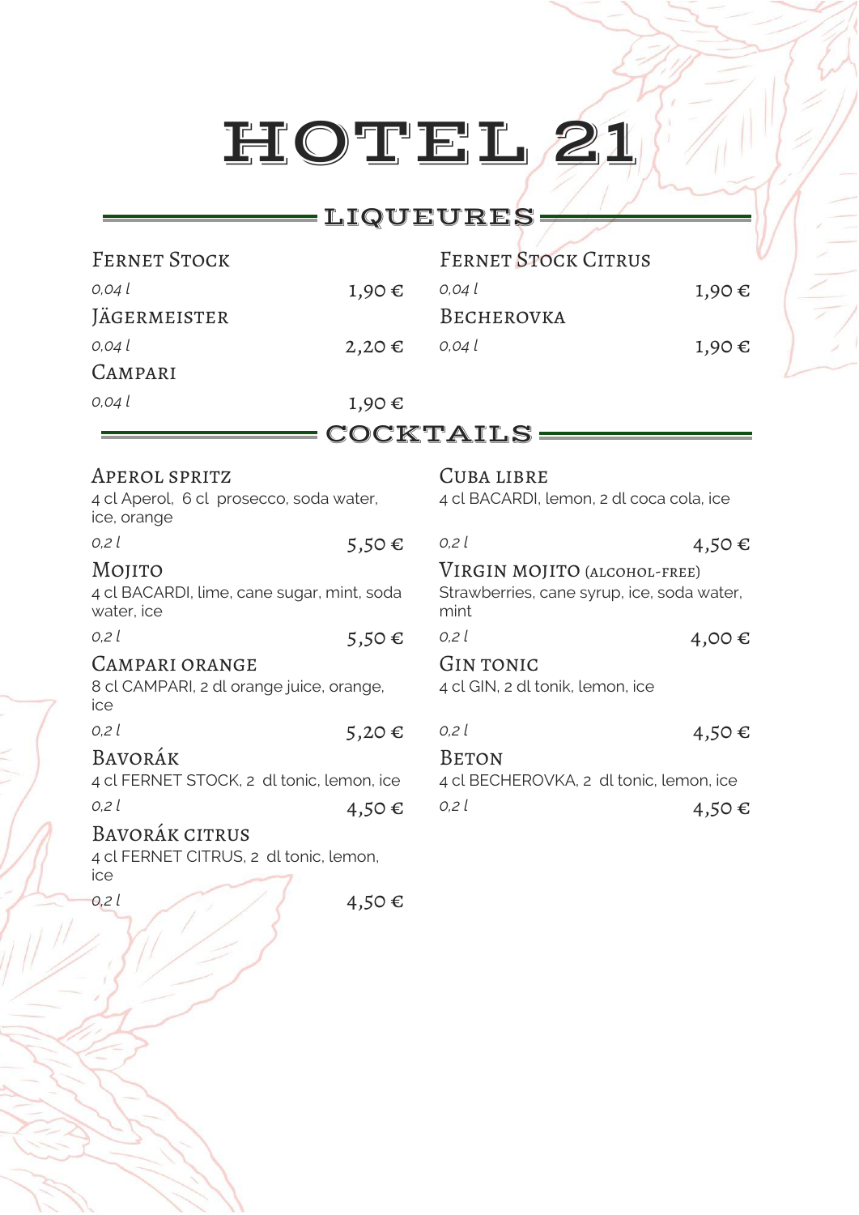# HOTEL 21

## LIQUEURES

**Fernet Stock**
*0,04 l* — 1,90 €

**Jägermeister**
*0,04 l* — 2,20 €

**Campari**
*0,04 l* — 1,90 €

**Fernet Stock Citrus**
*0,04 l* — 1,90 €

**Becherovka**
*0,04 l* — 1,90 €

## COCKTAILS

**Aperol Spritz**
4 cl Aperol, 6 cl prosecco, soda water, ice, orange
*0,2 l* — 5,50 €

**Mojito**
4 cl BACARDI, lime, cane sugar, mint, soda water, ice
*0,2 l* — 5,50 €

**Campari Orange**
8 cl CAMPARI, 2 dl orange juice, orange, ice
*0,2 l* — 5,20 €

**Bavorák**
4 cl FERNET STOCK, 2 dl tonic, lemon, ice
*0,2 l* — 4,50 €

**Bavorák citrus**
4 cl FERNET CITRUS, 2 dl tonic, lemon, ice
*0,2 l* — 4,50 €

**Cuba libre**
4 cl BACARDI, lemon, 2 dl coca cola, ice
*0,2 l* — 4,50 €

**Virgin Mojito (alcohol-free)**
Strawberries, cane syrup, ice, soda water, mint
*0,2 l* — 4,00 €

**Gin tonic**
4 cl GIN, 2 dl tonik, lemon, ice
*0,2 l* — 4,50 €

**Beton**
4 cl BECHEROVKA, 2 dl tonic, lemon, ice
*0,2 l* — 4,50 €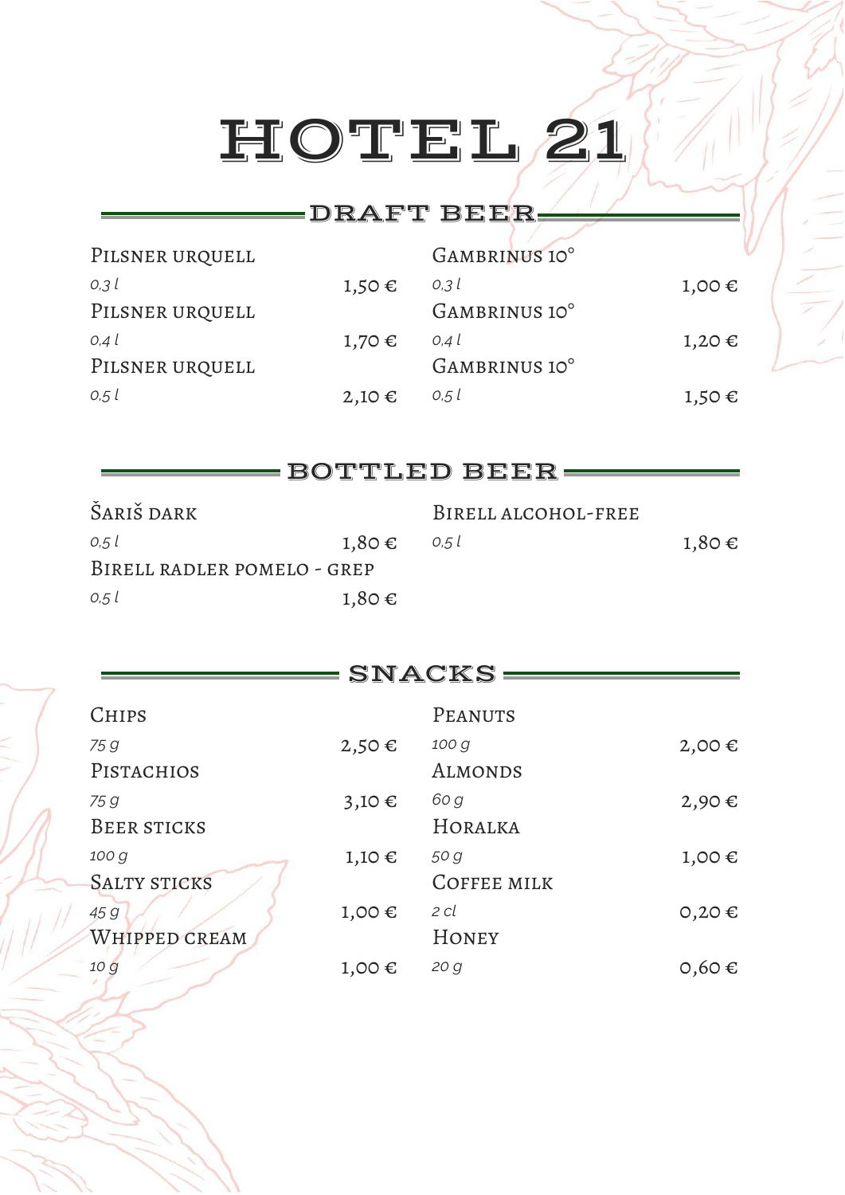# HOTEL 21

## DRAFT BEER

Pilsner Urquell
*0,3 l* — 1,50 €

Pilsner Urquell
*0,4 l* — 1,70 €

Pilsner Urquell
*0,5 l* — 2,10 €

Gambrinus 10°
*0,3 l* — 1,00 €

Gambrinus 10°
*0,4 l* — 1,20 €

Gambrinus 10°
*0,5 l* — 1,50 €

## BOTTLED BEER

Šariš dark
*0,5 l* — 1,80 €

Birell radler pomelo - grep
*0,5 l* — 1,80 €

Birell alcohol-free
*0,5 l* — 1,80 €

## SNACKS

Chips
*75 g* — 2,50 €

Pistachios
*75 g* — 3,10 €

Beer sticks
*100 g* — 1,10 €

Salty sticks
*45 g* — 1,00 €

Whipped cream
*10 g* — 1,00 €

Peanuts
*100 g* — 2,00 €

Almonds
*60 g* — 2,90 €

Horalka
*50 g* — 1,00 €

Coffee milk
*2 cl* — 0,20 €

Honey
*20 g* — 0,60 €